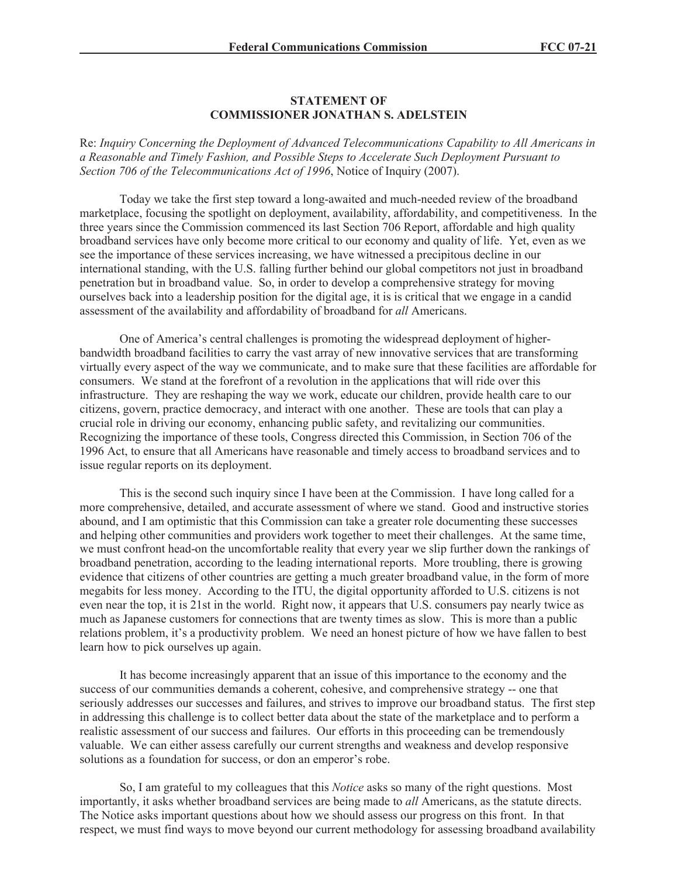**STATEMENT OF**
**COMMISSIONER JONATHAN S. ADELSTEIN**

Re: *Inquiry Concerning the Deployment of Advanced Telecommunications Capability to All Americans in a Reasonable and Timely Fashion, and Possible Steps to Accelerate Such Deployment Pursuant to Section 706 of the Telecommunications Act of 1996*, Notice of Inquiry (2007).

Today we take the first step toward a long-awaited and much-needed review of the broadband marketplace, focusing the spotlight on deployment, availability, affordability, and competitiveness. In the three years since the Commission commenced its last Section 706 Report, affordable and high quality broadband services have only become more critical to our economy and quality of life. Yet, even as we see the importance of these services increasing, we have witnessed a precipitous decline in our international standing, with the U.S. falling further behind our global competitors not just in broadband penetration but in broadband value. So, in order to develop a comprehensive strategy for moving ourselves back into a leadership position for the digital age, it is is critical that we engage in a candid assessment of the availability and affordability of broadband for *all* Americans.

One of America's central challenges is promoting the widespread deployment of higher-bandwidth broadband facilities to carry the vast array of new innovative services that are transforming virtually every aspect of the way we communicate, and to make sure that these facilities are affordable for consumers. We stand at the forefront of a revolution in the applications that will ride over this infrastructure. They are reshaping the way we work, educate our children, provide health care to our citizens, govern, practice democracy, and interact with one another. These are tools that can play a crucial role in driving our economy, enhancing public safety, and revitalizing our communities. Recognizing the importance of these tools, Congress directed this Commission, in Section 706 of the 1996 Act, to ensure that all Americans have reasonable and timely access to broadband services and to issue regular reports on its deployment.

This is the second such inquiry since I have been at the Commission. I have long called for a more comprehensive, detailed, and accurate assessment of where we stand. Good and instructive stories abound, and I am optimistic that this Commission can take a greater role documenting these successes and helping other communities and providers work together to meet their challenges. At the same time, we must confront head-on the uncomfortable reality that every year we slip further down the rankings of broadband penetration, according to the leading international reports. More troubling, there is growing evidence that citizens of other countries are getting a much greater broadband value, in the form of more megabits for less money. According to the ITU, the digital opportunity afforded to U.S. citizens is not even near the top, it is 21st in the world. Right now, it appears that U.S. consumers pay nearly twice as much as Japanese customers for connections that are twenty times as slow. This is more than a public relations problem, it's a productivity problem. We need an honest picture of how we have fallen to best learn how to pick ourselves up again.

It has become increasingly apparent that an issue of this importance to the economy and the success of our communities demands a coherent, cohesive, and comprehensive strategy -- one that seriously addresses our successes and failures, and strives to improve our broadband status. The first step in addressing this challenge is to collect better data about the state of the marketplace and to perform a realistic assessment of our success and failures. Our efforts in this proceeding can be tremendously valuable. We can either assess carefully our current strengths and weakness and develop responsive solutions as a foundation for success, or don an emperor's robe.

So, I am grateful to my colleagues that this *Notice* asks so many of the right questions. Most importantly, it asks whether broadband services are being made to *all* Americans, as the statute directs. The Notice asks important questions about how we should assess our progress on this front. In that respect, we must find ways to move beyond our current methodology for assessing broadband availability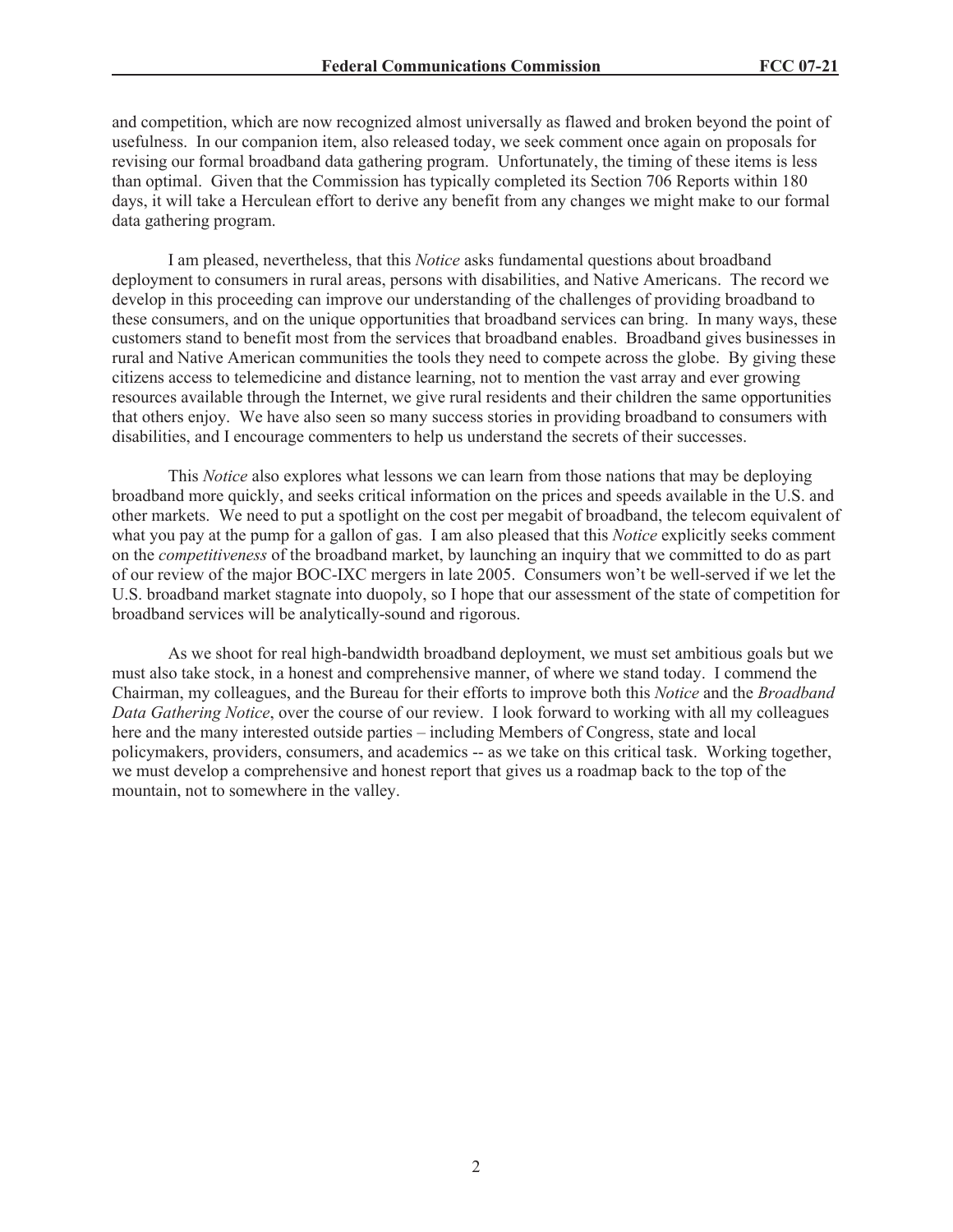and competition, which are now recognized almost universally as flawed and broken beyond the point of usefulness. In our companion item, also released today, we seek comment once again on proposals for revising our formal broadband data gathering program. Unfortunately, the timing of these items is less than optimal. Given that the Commission has typically completed its Section 706 Reports within 180 days, it will take a Herculean effort to derive any benefit from any changes we might make to our formal data gathering program.

I am pleased, nevertheless, that this *Notice* asks fundamental questions about broadband deployment to consumers in rural areas, persons with disabilities, and Native Americans. The record we develop in this proceeding can improve our understanding of the challenges of providing broadband to these consumers, and on the unique opportunities that broadband services can bring. In many ways, these customers stand to benefit most from the services that broadband enables. Broadband gives businesses in rural and Native American communities the tools they need to compete across the globe. By giving these citizens access to telemedicine and distance learning, not to mention the vast array and ever growing resources available through the Internet, we give rural residents and their children the same opportunities that others enjoy. We have also seen so many success stories in providing broadband to consumers with disabilities, and I encourage commenters to help us understand the secrets of their successes.

This *Notice* also explores what lessons we can learn from those nations that may be deploying broadband more quickly, and seeks critical information on the prices and speeds available in the U.S. and other markets. We need to put a spotlight on the cost per megabit of broadband, the telecom equivalent of what you pay at the pump for a gallon of gas. I am also pleased that this *Notice* explicitly seeks comment on the *competitiveness* of the broadband market, by launching an inquiry that we committed to do as part of our review of the major BOC-IXC mergers in late 2005. Consumers won't be well-served if we let the U.S. broadband market stagnate into duopoly, so I hope that our assessment of the state of competition for broadband services will be analytically-sound and rigorous.

As we shoot for real high-bandwidth broadband deployment, we must set ambitious goals but we must also take stock, in a honest and comprehensive manner, of where we stand today. I commend the Chairman, my colleagues, and the Bureau for their efforts to improve both this *Notice* and the *Broadband Data Gathering Notice*, over the course of our review. I look forward to working with all my colleagues here and the many interested outside parties – including Members of Congress, state and local policymakers, providers, consumers, and academics -- as we take on this critical task. Working together, we must develop a comprehensive and honest report that gives us a roadmap back to the top of the mountain, not to somewhere in the valley.